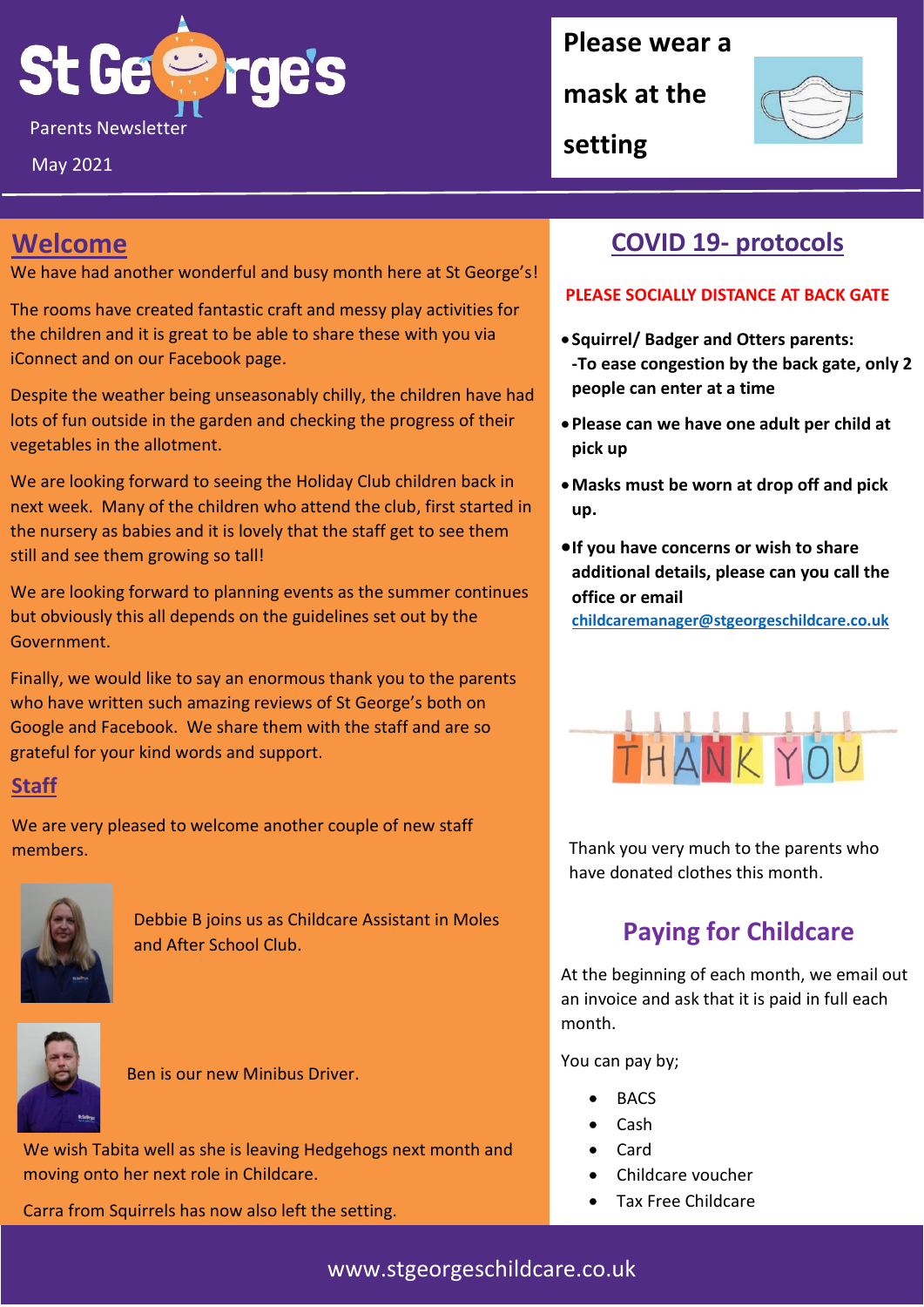# St George's

Parents Newsletter

May 2021

**Please wear a mask at the setting**

## Welcome

We have had another wonderful and busy month here at St George's!

The rooms have created fantastic craft and messy play activities for the children and it is great to be able to share these with you via iConnect and on our Facebook page.

Despite the weather being unseasonably chilly, the children have had lots of fun outside in the garden and checking the progress of their vegetables in the allotment.

We are looking forward to seeing the Holiday Club children back in next week. Many of the children who attend the club, first started in the nursery as babies and it is lovely that the staff get to see them still and see them growing so tall!

We are looking forward to planning events as the summer continues but obviously this all depends on the guidelines set out by the Government.

Finally, we would like to say an enormous thank you to the parents who have written such amazing reviews of St George's both on Google and Facebook. We share them with the staff and are so grateful for your kind words and support.

## Staff

We are very pleased to welcome another couple of new staff members.

Debbie B joins us as Childcare Assistant in Moles and After School Club.

Ben is our new Minibus Driver.

We wish Tabita well as she is leaving Hedgehogs next month and moving onto her next role in Childcare.

Carra from Squirrels has now also left the setting.

## COVID 19- protocols

**PLEASE SOCIALLY DISTANCE AT BACK GATE**

- **Squirrel/ Badger and Otters parents:**
  **-To ease congestion by the back gate, only 2 people can enter at a time**
- **Please can we have one adult per child at pick up**
- **Masks must be worn at drop off and pick up.**
- **If you have concerns or wish to share additional details, please can you call the office or email childcaremanager@stgeorgeschildcare.co.uk**

THANK YOU

Thank you very much to the parents who have donated clothes this month.

## Paying for Childcare

At the beginning of each month, we email out an invoice and ask that it is paid in full each month.

You can pay by;

- BACS
- Cash
- Card
- Childcare voucher
- Tax Free Childcare

www.stgeorgeschildcare.co.uk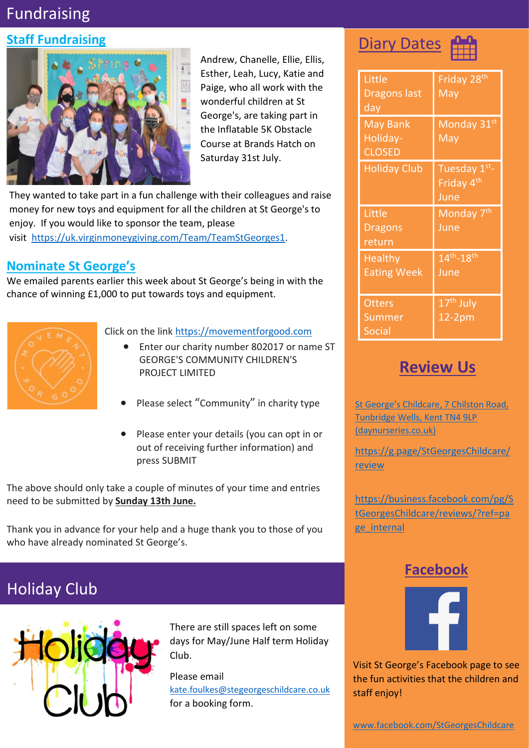# Fundraising

## Staff Fundraising

Andrew, Chanelle, Ellie, Ellis, Esther, Leah, Lucy, Katie and Paige, who all work with the wonderful children at St George's, are taking part in the Inflatable 5K Obstacle Course at Brands Hatch on Saturday 31st July.

They wanted to take part in a fun challenge with their colleagues and raise money for new toys and equipment for all the children at St George's to enjoy. If you would like to sponsor the team, please visit https://uk.virginmoneygiving.com/Team/TeamStGeorges1.

## Nominate St George's

We emailed parents earlier this week about St George's being in with the chance of winning £1,000 to put towards toys and equipment.

Click on the link https://movementforgood.com

- Enter our charity number 802017 or name ST GEORGE'S COMMUNITY CHILDREN'S PROJECT LIMITED
- Please select "Community" in charity type
- Please enter your details (you can opt in or out of receiving further information) and press SUBMIT

The above should only take a couple of minutes of your time and entries need to be submitted by **Sunday 13th June.**

Thank you in advance for your help and a huge thank you to those of you who have already nominated St George's.

# Holiday Club

There are still spaces left on some days for May/June Half term Holiday Club.

Please email kate.foulkes@stegeorgeschildcare.co.uk for a booking form.

## Diary Dates

| Event | Date |
|---|---|
| Little Dragons last day | Friday 28th May |
| May Bank Holiday- CLOSED | Monday 31st May |
| Holiday Club | Tuesday 1st- Friday 4th June |
| Little Dragons return | Monday 7th June |
| Healthy Eating Week | 14th-18th June |
| Otters Summer Social | 17th July 12-2pm |

## Review Us

St George's Childcare, 7 Chilston Road, Tunbridge Wells, Kent TN4 9LP (daynurseries.co.uk)

https://g.page/StGeorgesChildcare/review

https://business.facebook.com/pg/StGeorgesChildcare/reviews/?ref=page_internal

## Facebook

Visit St George's Facebook page to see the fun activities that the children and staff enjoy!

www.facebook.com/StGeorgesChildcare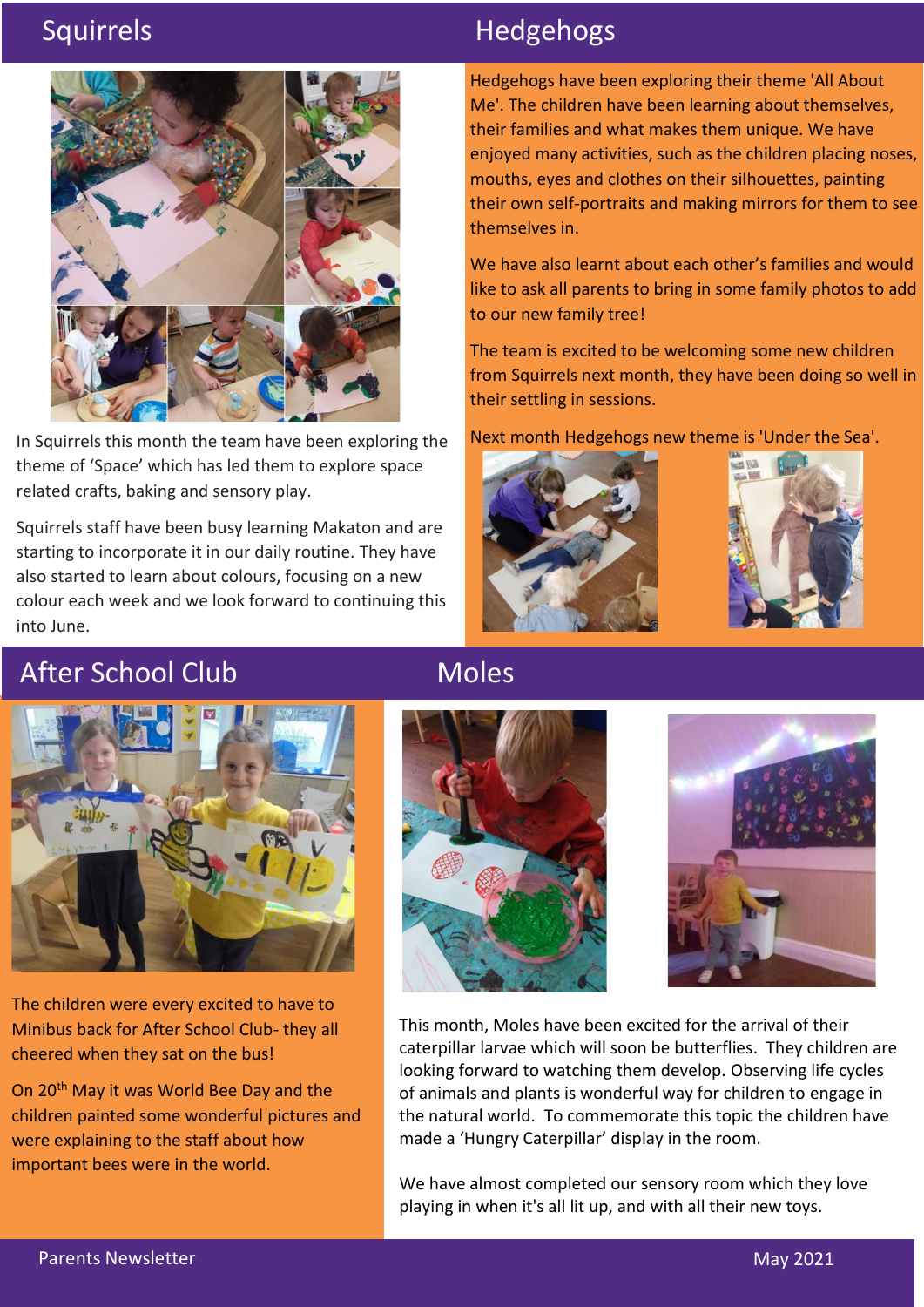## Squirrels

In Squirrels this month the team have been exploring the theme of ‘Space’ which has led them to explore space related crafts, baking and sensory play.

Squirrels staff have been busy learning Makaton and are starting to incorporate it in our daily routine. They have also started to learn about colours, focusing on a new colour each week and we look forward to continuing this into June.

## Hedgehogs

Hedgehogs have been exploring their theme 'All About Me'. The children have been learning about themselves, their families and what makes them unique. We have enjoyed many activities, such as the children placing noses, mouths, eyes and clothes on their silhouettes, painting their own self-portraits and making mirrors for them to see themselves in.

We have also learnt about each other’s families and would like to ask all parents to bring in some family photos to add to our new family tree!

The team is excited to be welcoming some new children from Squirrels next month, they have been doing so well in their settling in sessions.

Next month Hedgehogs new theme is 'Under the Sea'.

## After School Club

The children were every excited to have to Minibus back for After School Club- they all cheered when they sat on the bus!

On 20th May it was World Bee Day and the children painted some wonderful pictures and were explaining to the staff about how important bees were in the world.

## Moles

This month, Moles have been excited for the arrival of their caterpillar larvae which will soon be butterflies. They children are looking forward to watching them develop. Observing life cycles of animals and plants is wonderful way for children to engage in the natural world. To commemorate this topic the children have made a ‘Hungry Caterpillar’ display in the room.

We have almost completed our sensory room which they love playing in when it's all lit up, and with all their new toys.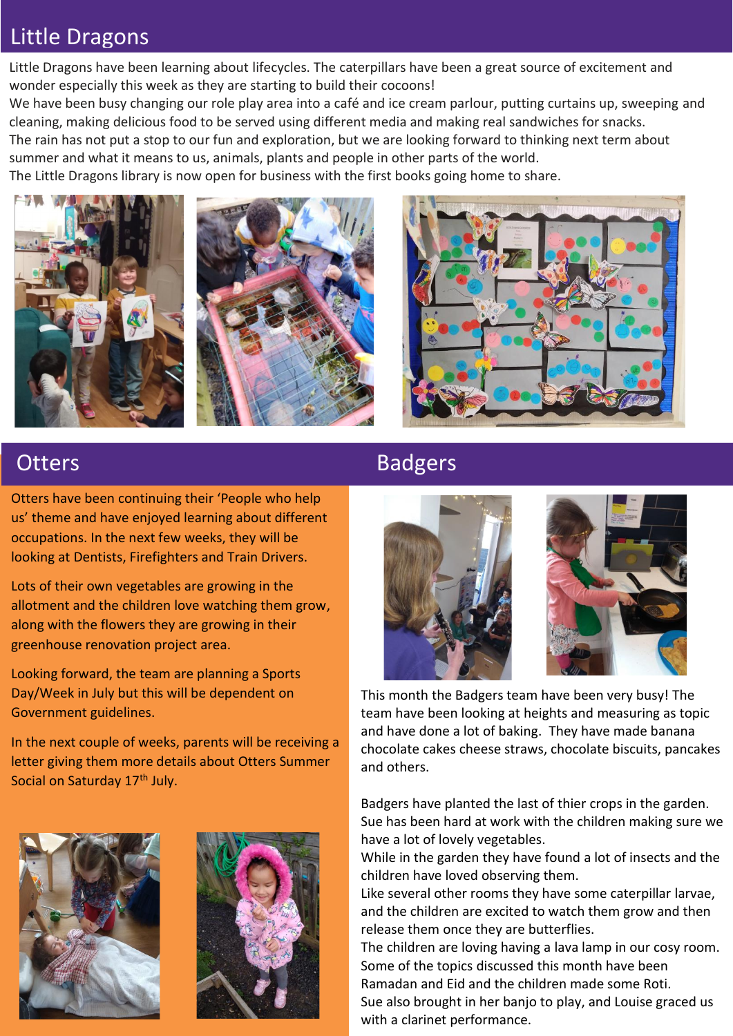## Little Dragons

Little Dragons have been learning about lifecycles. The caterpillars have been a great source of excitement and wonder especially this week as they are starting to build their cocoons!

We have been busy changing our role play area into a café and ice cream parlour, putting curtains up, sweeping and cleaning, making delicious food to be served using different media and making real sandwiches for snacks.

The rain has not put a stop to our fun and exploration, but we are looking forward to thinking next term about summer and what it means to us, animals, plants and people in other parts of the world.

The Little Dragons library is now open for business with the first books going home to share.

## Otters

Otters have been continuing their 'People who help us' theme and have enjoyed learning about different occupations. In the next few weeks, they will be looking at Dentists, Firefighters and Train Drivers.

Lots of their own vegetables are growing in the allotment and the children love watching them grow, along with the flowers they are growing in their greenhouse renovation project area.

Looking forward, the team are planning a Sports Day/Week in July but this will be dependent on Government guidelines.

In the next couple of weeks, parents will be receiving a letter giving them more details about Otters Summer Social on Saturday 17th July.

## Badgers

This month the Badgers team have been very busy! The team have been looking at heights and measuring as topic and have done a lot of baking. They have made banana chocolate cakes cheese straws, chocolate biscuits, pancakes and others.

Badgers have planted the last of thier crops in the garden. Sue has been hard at work with the children making sure we have a lot of lovely vegetables.

While in the garden they have found a lot of insects and the children have loved observing them.

Like several other rooms they have some caterpillar larvae, and the children are excited to watch them grow and then release them once they are butterflies.

The children are loving having a lava lamp in our cosy room.

Some of the topics discussed this month have been Ramadan and Eid and the children made some Roti.

Sue also brought in her banjo to play, and Louise graced us with a clarinet performance.